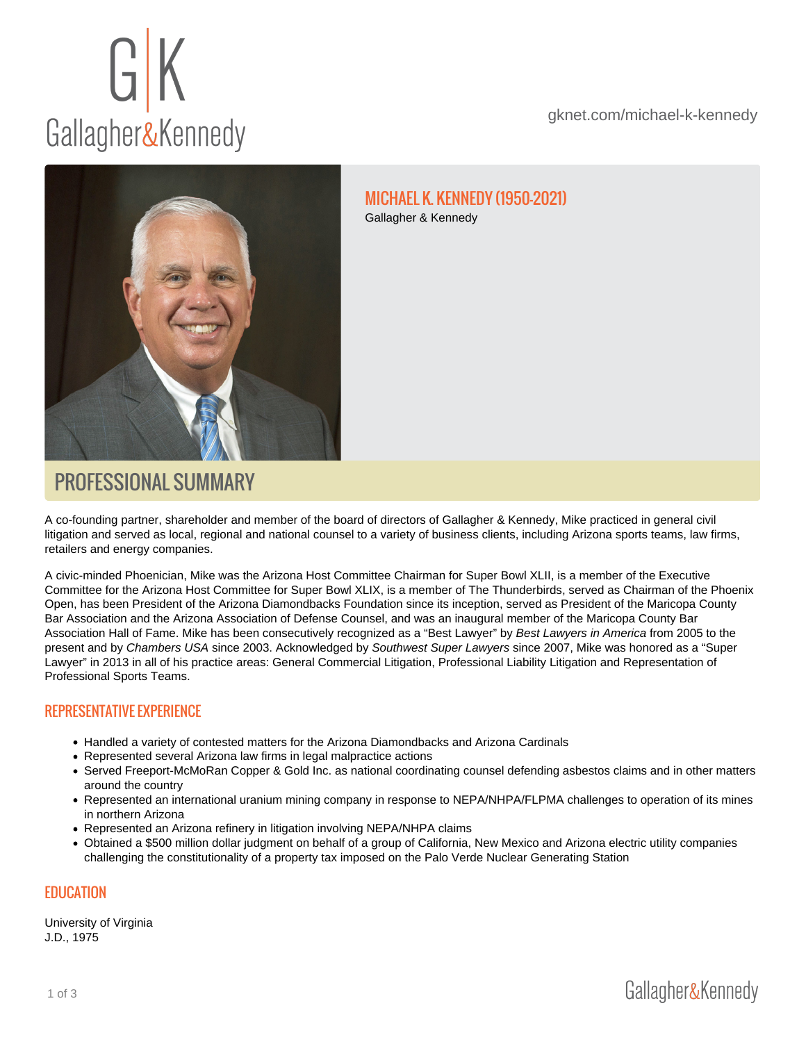gknet.com/michael-k-kennedy

# MICHAEL K. KENNEDY (1950-2021)

Gallagher & Kennedy

## PROFESSIONAL SUMMARY

A co-founding partner, shareholder and member of the board of directors of Gallagher & Kennedy, Mike practiced in general civil litigation and served as local, regional and national counsel to a variety of business clients, including Arizona sports teams, law firms, retailers and energy companies.

A civic-minded Phoenician, Mike was the Arizona Host Committee Chairman for Super Bowl XLII, is a member of the Executive Committee for the Arizona Host Committee for Super Bowl XLIX, is a member of The Thunderbirds, served as Chairman of the Phoenix Open, has been President of the Arizona Diamondbacks Foundation since its inception, served as President of the Maricopa County Bar Association and the Arizona Association of Defense Counsel, and was an inaugural member of the Maricopa County Bar Association Hall of Fame. Mike has been consecutively recognized as a "Best Lawyer" by *Best Lawyers in America* from 2005 to the present and by *Chambers USA* since 2003. Acknowledged by *Southwest Super Lawyers* since 2007, Mike was honored as a "Super Lawyer" in 2013 in all of his practice areas: General Commercial Litigation, Professional Liability Litigation and Representation of Professional Sports Teams.

### REPRESENTATIVE EXPERIENCE

- Handled a variety of contested matters for the Arizona Diamondbacks and Arizona Cardinals
- Represented several Arizona law firms in legal malpractice actions
- Served Freeport-McMoRan Copper & Gold Inc. as national coordinating counsel defending asbestos claims and in other matters around the country
- Represented an international uranium mining company in response to NEPA/NHPA/FLPMA challenges to operation of its mines in northern Arizona
- Represented an Arizona refinery in litigation involving NEPA/NHPA claims
- Obtained a $500 million dollar judgment on behalf of a group of California, New Mexico and Arizona electric utility companies challenging the constitutionality of a property tax imposed on the Palo Verde Nuclear Generating Station

### EDUCATION

University of Virginia
J.D., 1975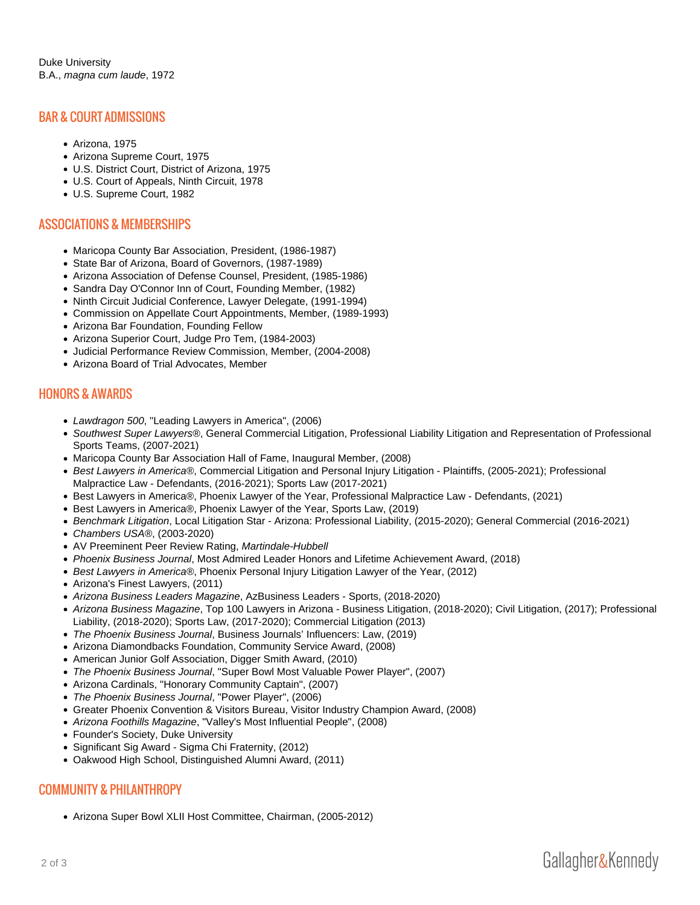Duke University
B.A., *magna cum laude*, 1972

## BAR & COURT ADMISSIONS

- Arizona, 1975
- Arizona Supreme Court, 1975
- U.S. District Court, District of Arizona, 1975
- U.S. Court of Appeals, Ninth Circuit, 1978
- U.S. Supreme Court, 1982

## ASSOCIATIONS & MEMBERSHIPS

- Maricopa County Bar Association, President, (1986-1987)
- State Bar of Arizona, Board of Governors, (1987-1989)
- Arizona Association of Defense Counsel, President, (1985-1986)
- Sandra Day O'Connor Inn of Court, Founding Member, (1982)
- Ninth Circuit Judicial Conference, Lawyer Delegate, (1991-1994)
- Commission on Appellate Court Appointments, Member, (1989-1993)
- Arizona Bar Foundation, Founding Fellow
- Arizona Superior Court, Judge Pro Tem, (1984-2003)
- Judicial Performance Review Commission, Member, (2004-2008)
- Arizona Board of Trial Advocates, Member

## HONORS & AWARDS

- *Lawdragon 500*, "Leading Lawyers in America", (2006)
- *Southwest Super Lawyers®*, General Commercial Litigation, Professional Liability Litigation and Representation of Professional Sports Teams, (2007-2021)
- Maricopa County Bar Association Hall of Fame, Inaugural Member, (2008)
- *Best Lawyers in America®*, Commercial Litigation and Personal Injury Litigation - Plaintiffs, (2005-2021); Professional Malpractice Law - Defendants, (2016-2021); Sports Law (2017-2021)
- Best Lawyers in America®, Phoenix Lawyer of the Year, Professional Malpractice Law - Defendants, (2021)
- Best Lawyers in America®, Phoenix Lawyer of the Year, Sports Law, (2019)
- *Benchmark Litigation*, Local Litigation Star - Arizona: Professional Liability, (2015-2020); General Commercial (2016-2021)
- *Chambers USA®*, (2003-2020)
- AV Preeminent Peer Review Rating, *Martindale-Hubbell*
- *Phoenix Business Journal*, Most Admired Leader Honors and Lifetime Achievement Award, (2018)
- *Best Lawyers in America®*, Phoenix Personal Injury Litigation Lawyer of the Year, (2012)
- Arizona's Finest Lawyers, (2011)
- *Arizona Business Leaders Magazine*, AzBusiness Leaders - Sports, (2018-2020)
- *Arizona Business Magazine*, Top 100 Lawyers in Arizona - Business Litigation, (2018-2020); Civil Litigation, (2017); Professional Liability, (2018-2020); Sports Law, (2017-2020); Commercial Litigation (2013)
- *The Phoenix Business Journal*, Business Journals' Influencers: Law, (2019)
- Arizona Diamondbacks Foundation, Community Service Award, (2008)
- American Junior Golf Association, Digger Smith Award, (2010)
- *The Phoenix Business Journal*, "Super Bowl Most Valuable Power Player", (2007)
- Arizona Cardinals, "Honorary Community Captain", (2007)
- *The Phoenix Business Journal*, "Power Player", (2006)
- Greater Phoenix Convention & Visitors Bureau, Visitor Industry Champion Award, (2008)
- *Arizona Foothills Magazine*, "Valley's Most Influential People", (2008)
- Founder's Society, Duke University
- Significant Sig Award - Sigma Chi Fraternity, (2012)
- Oakwood High School, Distinguished Alumni Award, (2011)

## COMMUNITY & PHILANTHROPY

- Arizona Super Bowl XLII Host Committee, Chairman, (2005-2012)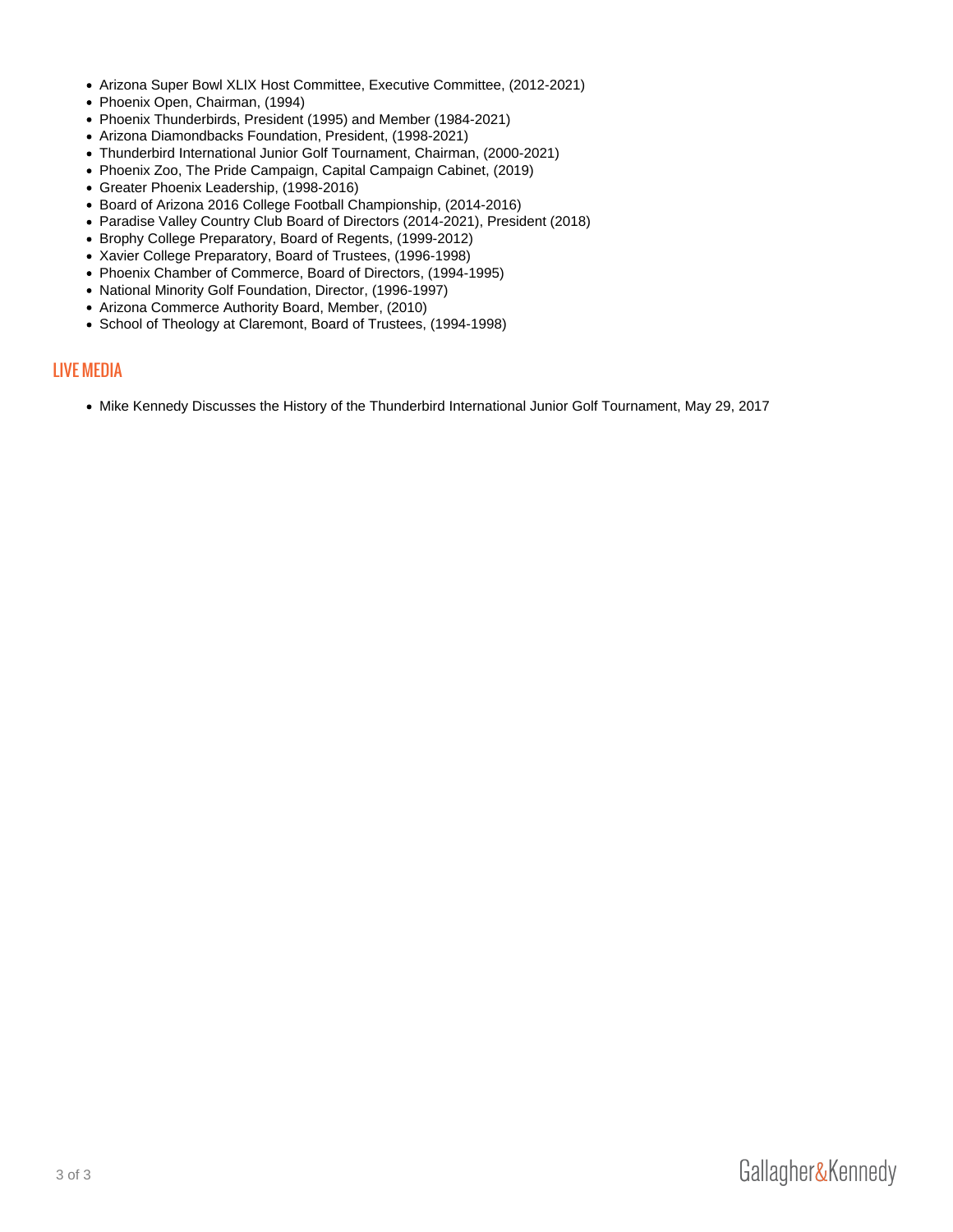- Arizona Super Bowl XLIX Host Committee, Executive Committee, (2012-2021)
- Phoenix Open, Chairman, (1994)
- Phoenix Thunderbirds, President (1995) and Member (1984-2021)
- Arizona Diamondbacks Foundation, President, (1998-2021)
- Thunderbird International Junior Golf Tournament, Chairman, (2000-2021)
- Phoenix Zoo, The Pride Campaign, Capital Campaign Cabinet, (2019)
- Greater Phoenix Leadership, (1998-2016)
- Board of Arizona 2016 College Football Championship, (2014-2016)
- Paradise Valley Country Club Board of Directors (2014-2021), President (2018)
- Brophy College Preparatory, Board of Regents, (1999-2012)
- Xavier College Preparatory, Board of Trustees, (1996-1998)
- Phoenix Chamber of Commerce, Board of Directors, (1994-1995)
- National Minority Golf Foundation, Director, (1996-1997)
- Arizona Commerce Authority Board, Member, (2010)
- School of Theology at Claremont, Board of Trustees, (1994-1998)

## LIVE MEDIA

- Mike Kennedy Discusses the History of the Thunderbird International Junior Golf Tournament, May 29, 2017